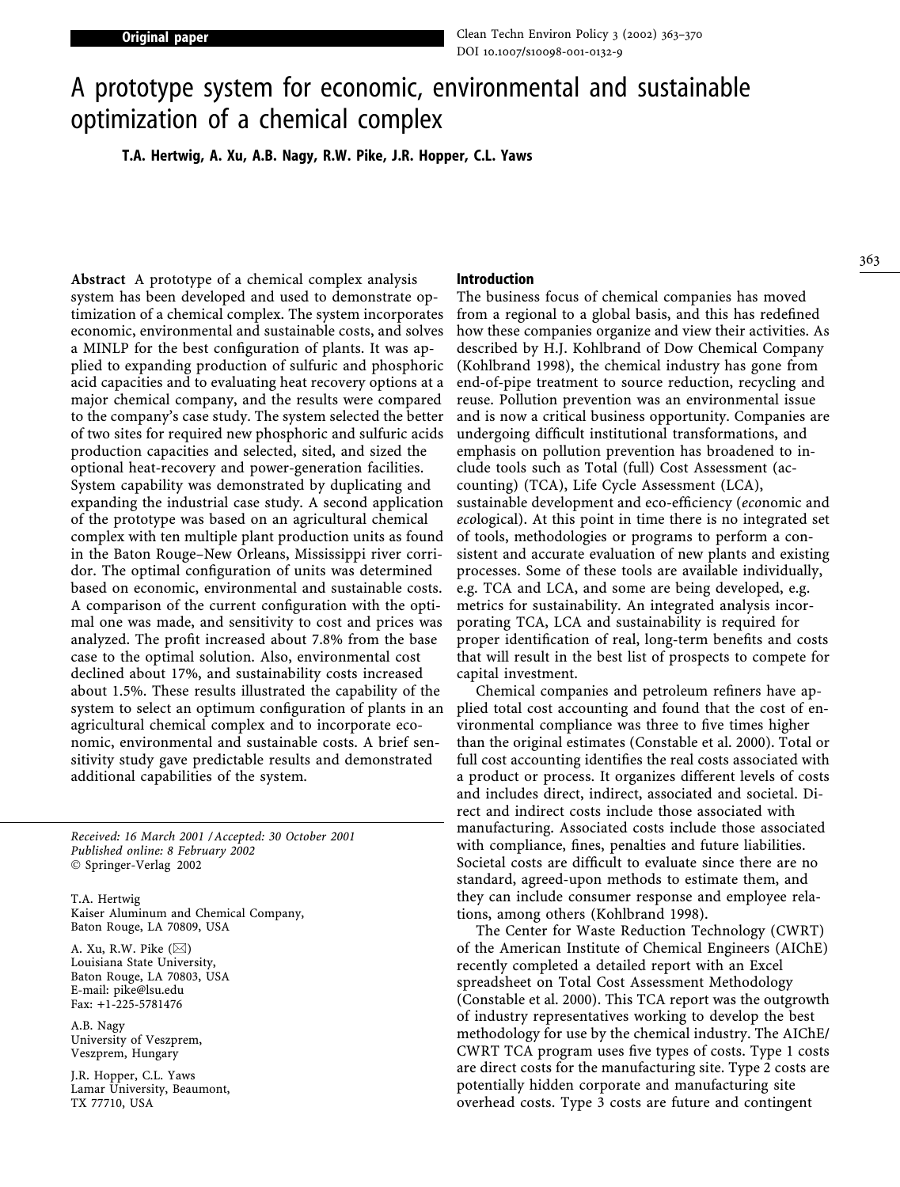Original paper

# A prototype system for economic, environmental and sustainable optimization of a chemical complex

**T.A. Hertwig, A. Xu, A.B. Nagy, R.W. Pike, J.R. Hopper, C.L. Yaws**

**Abstract** A prototype of a chemical complex analysis system has been developed and used to demonstrate optimization of a chemical complex. The system incorporates economic, environmental and sustainable costs, and solves a MINLP for the best configuration of plants. It was applied to expanding production of sulfuric and phosphoric acid capacities and to evaluating heat recovery options at a major chemical company, and the results were compared to the company's case study. The system selected the better of two sites for required new phosphoric and sulfuric acids production capacities and selected, sited, and sized the optional heat-recovery and power-generation facilities. System capability was demonstrated by duplicating and expanding the industrial case study. A second application of the prototype was based on an agricultural chemical complex with ten multiple plant production units as found in the Baton Rouge–New Orleans, Mississippi river corridor. The optimal configuration of units was determined based on economic, environmental and sustainable costs. A comparison of the current configuration with the optimal one was made, and sensitivity to cost and prices was analyzed. The profit increased about 7.8% from the base case to the optimal solution. Also, environmental cost declined about 17%, and sustainability costs increased about 1.5%. These results illustrated the capability of the system to select an optimum configuration of plants in an agricultural chemical complex and to incorporate economic, environmental and sustainable costs. A brief sensitivity study gave predictable results and demonstrated additional capabilities of the system.

Received: 16 March 2001 / Accepted: 30 October 2001
Published online: 8 February 2002
© Springer-Verlag 2002

T.A. Hertwig
Kaiser Aluminum and Chemical Company,
Baton Rouge, LA 70809, USA

A. Xu, R.W. Pike (✉)
Louisiana State University,
Baton Rouge, LA 70803, USA
E-mail: pike@lsu.edu
Fax: +1-225-5781476

A.B. Nagy
University of Veszprem,
Veszprem, Hungary

J.R. Hopper, C.L. Yaws
Lamar University, Beaumont,
TX 77710, USA

## Introduction

The business focus of chemical companies has moved from a regional to a global basis, and this has redefined how these companies organize and view their activities. As described by H.J. Kohlbrand of Dow Chemical Company (Kohlbrand 1998), the chemical industry has gone from end-of-pipe treatment to source reduction, recycling and reuse. Pollution prevention was an environmental issue and is now a critical business opportunity. Companies are undergoing difficult institutional transformations, and emphasis on pollution prevention has broadened to include tools such as Total (full) Cost Assessment (accounting) (TCA), Life Cycle Assessment (LCA), sustainable development and eco-efficiency (*eco*nomic and *eco*logical). At this point in time there is no integrated set of tools, methodologies or programs to perform a consistent and accurate evaluation of new plants and existing processes. Some of these tools are available individually, e.g. TCA and LCA, and some are being developed, e.g. metrics for sustainability. An integrated analysis incorporating TCA, LCA and sustainability is required for proper identification of real, long-term benefits and costs that will result in the best list of prospects to compete for capital investment.

Chemical companies and petroleum refiners have applied total cost accounting and found that the cost of environmental compliance was three to five times higher than the original estimates (Constable et al. 2000). Total or full cost accounting identifies the real costs associated with a product or process. It organizes different levels of costs and includes direct, indirect, associated and societal. Direct and indirect costs include those associated with manufacturing. Associated costs include those associated with compliance, fines, penalties and future liabilities. Societal costs are difficult to evaluate since there are no standard, agreed-upon methods to estimate them, and they can include consumer response and employee relations, among others (Kohlbrand 1998).

The Center for Waste Reduction Technology (CWRT) of the American Institute of Chemical Engineers (AIChE) recently completed a detailed report with an Excel spreadsheet on Total Cost Assessment Methodology (Constable et al. 2000). This TCA report was the outgrowth of industry representatives working to develop the best methodology for use by the chemical industry. The AIChE/CWRT TCA program uses five types of costs. Type 1 costs are direct costs for the manufacturing site. Type 2 costs are potentially hidden corporate and manufacturing site overhead costs. Type 3 costs are future and contingent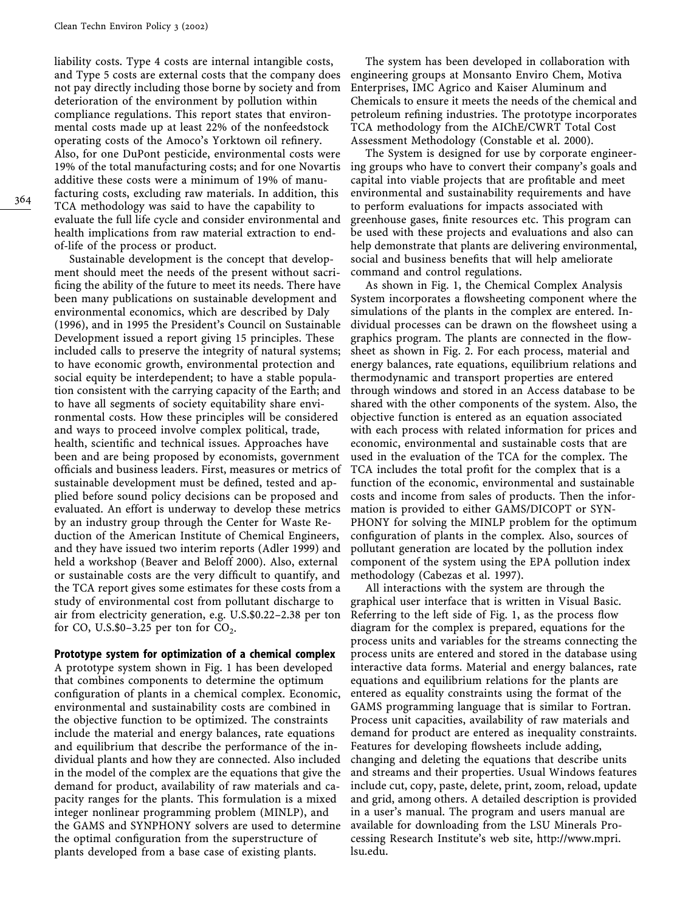liability costs. Type 4 costs are internal intangible costs, and Type 5 costs are external costs that the company does not pay directly including those borne by society and from deterioration of the environment by pollution within compliance regulations. This report states that environmental costs made up at least 22% of the nonfeedstock operating costs of the Amoco's Yorktown oil refinery. Also, for one DuPont pesticide, environmental costs were 19% of the total manufacturing costs; and for one Novartis additive these costs were a minimum of 19% of manufacturing costs, excluding raw materials. In addition, this TCA methodology was said to have the capability to evaluate the full life cycle and consider environmental and health implications from raw material extraction to end-of-life of the process or product.

Sustainable development is the concept that development should meet the needs of the present without sacrificing the ability of the future to meet its needs. There have been many publications on sustainable development and environmental economics, which are described by Daly (1996), and in 1995 the President's Council on Sustainable Development issued a report giving 15 principles. These included calls to preserve the integrity of natural systems; to have economic growth, environmental protection and social equity be interdependent; to have a stable population consistent with the carrying capacity of the Earth; and to have all segments of society equitability share environmental costs. How these principles will be considered and ways to proceed involve complex political, trade, health, scientific and technical issues. Approaches have been and are being proposed by economists, government officials and business leaders. First, measures or metrics of sustainable development must be defined, tested and applied before sound policy decisions can be proposed and evaluated. An effort is underway to develop these metrics by an industry group through the Center for Waste Reduction of the American Institute of Chemical Engineers, and they have issued two interim reports (Adler 1999) and held a workshop (Beaver and Beloff 2000). Also, external or sustainable costs are the very difficult to quantify, and the TCA report gives some estimates for these costs from a study of environmental cost from pollutant discharge to air from electricity generation, e.g. U.S.$0.22–2.38 per ton for CO, U.S.$0–3.25 per ton for $CO_2$.

## Prototype system for optimization of a chemical complex

A prototype system shown in Fig. 1 has been developed that combines components to determine the optimum configuration of plants in a chemical complex. Economic, environmental and sustainability costs are combined in the objective function to be optimized. The constraints include the material and energy balances, rate equations and equilibrium that describe the performance of the individual plants and how they are connected. Also included in the model of the complex are the equations that give the demand for product, availability of raw materials and capacity ranges for the plants. This formulation is a mixed integer nonlinear programming problem (MINLP), and the GAMS and SYNPHONY solvers are used to determine the optimal configuration from the superstructure of plants developed from a base case of existing plants.

The system has been developed in collaboration with engineering groups at Monsanto Enviro Chem, Motiva Enterprises, IMC Agrico and Kaiser Aluminum and Chemicals to ensure it meets the needs of the chemical and petroleum refining industries. The prototype incorporates TCA methodology from the AIChE/CWRT Total Cost Assessment Methodology (Constable et al. 2000).

The System is designed for use by corporate engineering groups who have to convert their company's goals and capital into viable projects that are profitable and meet environmental and sustainability requirements and have to perform evaluations for impacts associated with greenhouse gases, finite resources etc. This program can be used with these projects and evaluations and also can help demonstrate that plants are delivering environmental, social and business benefits that will help ameliorate command and control regulations.

As shown in Fig. 1, the Chemical Complex Analysis System incorporates a flowsheeting component where the simulations of the plants in the complex are entered. Individual processes can be drawn on the flowsheet using a graphics program. The plants are connected in the flowsheet as shown in Fig. 2. For each process, material and energy balances, rate equations, equilibrium relations and thermodynamic and transport properties are entered through windows and stored in an Access database to be shared with the other components of the system. Also, the objective function is entered as an equation associated with each process with related information for prices and economic, environmental and sustainable costs that are used in the evaluation of the TCA for the complex. The TCA includes the total profit for the complex that is a function of the economic, environmental and sustainable costs and income from sales of products. Then the information is provided to either GAMS/DICOPT or SYNPHONY for solving the MINLP problem for the optimum configuration of plants in the complex. Also, sources of pollutant generation are located by the pollution index component of the system using the EPA pollution index methodology (Cabezas et al. 1997).

All interactions with the system are through the graphical user interface that is written in Visual Basic. Referring to the left side of Fig. 1, as the process flow diagram for the complex is prepared, equations for the process units and variables for the streams connecting the process units are entered and stored in the database using interactive data forms. Material and energy balances, rate equations and equilibrium relations for the plants are entered as equality constraints using the format of the GAMS programming language that is similar to Fortran. Process unit capacities, availability of raw materials and demand for product are entered as inequality constraints. Features for developing flowsheets include adding, changing and deleting the equations that describe units and streams and their properties. Usual Windows features include cut, copy, paste, delete, print, zoom, reload, update and grid, among others. A detailed description is provided in a user's manual. The program and users manual are available for downloading from the LSU Minerals Processing Research Institute's web site, http://www.mpri.lsu.edu.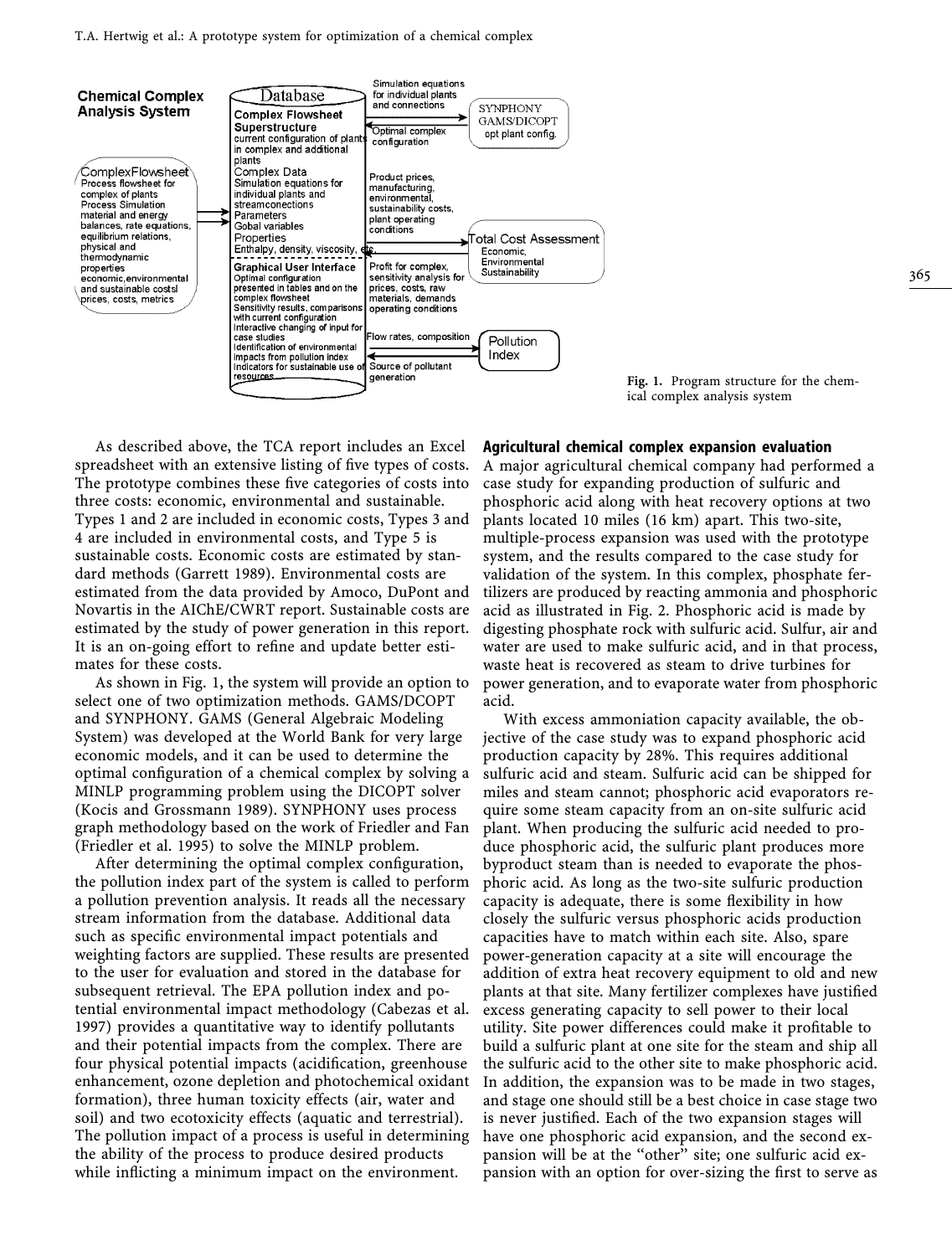Chemical Complex Analysis System

Database

Complex Flowsheet Superstructure
current configuration of plants in complex and additional plants
Complex Data
Simulation equations for individual plants and streamconections
Parameters
Gobal variables
Properties
Enthalpy, density, viscosity, etc.

Graphical User Interface
Optimal configuration presented in tables and on the complex flowsheet
Sensitivity results, comparisons with current configuration
Interactive changing of input for case studies
Identification of environmental impacts from pollution index
Indicators for sustainable use of resources

ComplexFlowsheet
Process flowsheet for complex of plants
Process Simulation
material and energy balances, rate equations, equilibrium relations, physical and thermodynamic properties
economic,environmental and sustainable costsl prices, costs, metrics

Simulation equations for individual plants and connections

Optimal complex configuration

SYNPHONY
GAMS/DICOPT
opt plant config.

Product prices, manufacturing, environmental, sustainability costs, plant operating conditions

Total Cost Assessment
Economic, Environmental Sustainability

Profit for complex, sensitivity analysis for prices, costs, raw materials, demands operating conditions

Flow rates, composition

Source of pollutant generation

Pollution Index

**Fig. 1.** Program structure for the chemical complex analysis system

As described above, the TCA report includes an Excel spreadsheet with an extensive listing of five types of costs. The prototype combines these five categories of costs into three costs: economic, environmental and sustainable. Types 1 and 2 are included in economic costs, Types 3 and 4 are included in environmental costs, and Type 5 is sustainable costs. Economic costs are estimated by standard methods (Garrett 1989). Environmental costs are estimated from the data provided by Amoco, DuPont and Novartis in the AIChE/CWRT report. Sustainable costs are estimated by the study of power generation in this report. It is an on-going effort to refine and update better estimates for these costs.

As shown in Fig. 1, the system will provide an option to select one of two optimization methods. GAMS/DCOPT and SYNPHONY. GAMS (General Algebraic Modeling System) was developed at the World Bank for very large economic models, and it can be used to determine the optimal configuration of a chemical complex by solving a MINLP programming problem using the DICOPT solver (Kocis and Grossmann 1989). SYNPHONY uses process graph methodology based on the work of Friedler and Fan (Friedler et al. 1995) to solve the MINLP problem.

After determining the optimal complex configuration, the pollution index part of the system is called to perform a pollution prevention analysis. It reads all the necessary stream information from the database. Additional data such as specific environmental impact potentials and weighting factors are supplied. These results are presented to the user for evaluation and stored in the database for subsequent retrieval. The EPA pollution index and potential environmental impact methodology (Cabezas et al. 1997) provides a quantitative way to identify pollutants and their potential impacts from the complex. There are four physical potential impacts (acidification, greenhouse enhancement, ozone depletion and photochemical oxidant formation), three human toxicity effects (air, water and soil) and two ecotoxicity effects (aquatic and terrestrial). The pollution impact of a process is useful in determining the ability of the process to produce desired products while inflicting a minimum impact on the environment.

## Agricultural chemical complex expansion evaluation

A major agricultural chemical company had performed a case study for expanding production of sulfuric and phosphoric acid along with heat recovery options at two plants located 10 miles (16 km) apart. This two-site, multiple-process expansion was used with the prototype system, and the results compared to the case study for validation of the system. In this complex, phosphate fertilizers are produced by reacting ammonia and phosphoric acid as illustrated in Fig. 2. Phosphoric acid is made by digesting phosphate rock with sulfuric acid. Sulfur, air and water are used to make sulfuric acid, and in that process, waste heat is recovered as steam to drive turbines for power generation, and to evaporate water from phosphoric acid.

With excess ammoniation capacity available, the objective of the case study was to expand phosphoric acid production capacity by 28%. This requires additional sulfuric acid and steam. Sulfuric acid can be shipped for miles and steam cannot; phosphoric acid evaporators require some steam capacity from an on-site sulfuric acid plant. When producing the sulfuric acid needed to produce phosphoric acid, the sulfuric plant produces more byproduct steam than is needed to evaporate the phosphoric acid. As long as the two-site sulfuric production capacity is adequate, there is some flexibility in how closely the sulfuric versus phosphoric acids production capacities have to match within each site. Also, spare power-generation capacity at a site will encourage the addition of extra heat recovery equipment to old and new plants at that site. Many fertilizer complexes have justified excess generating capacity to sell power to their local utility. Site power differences could make it profitable to build a sulfuric plant at one site for the steam and ship all the sulfuric acid to the other site to make phosphoric acid. In addition, the expansion was to be made in two stages, and stage one should still be a best choice in case stage two is never justified. Each of the two expansion stages will have one phosphoric acid expansion, and the second expansion will be at the "other" site; one sulfuric acid expansion with an option for over-sizing the first to serve as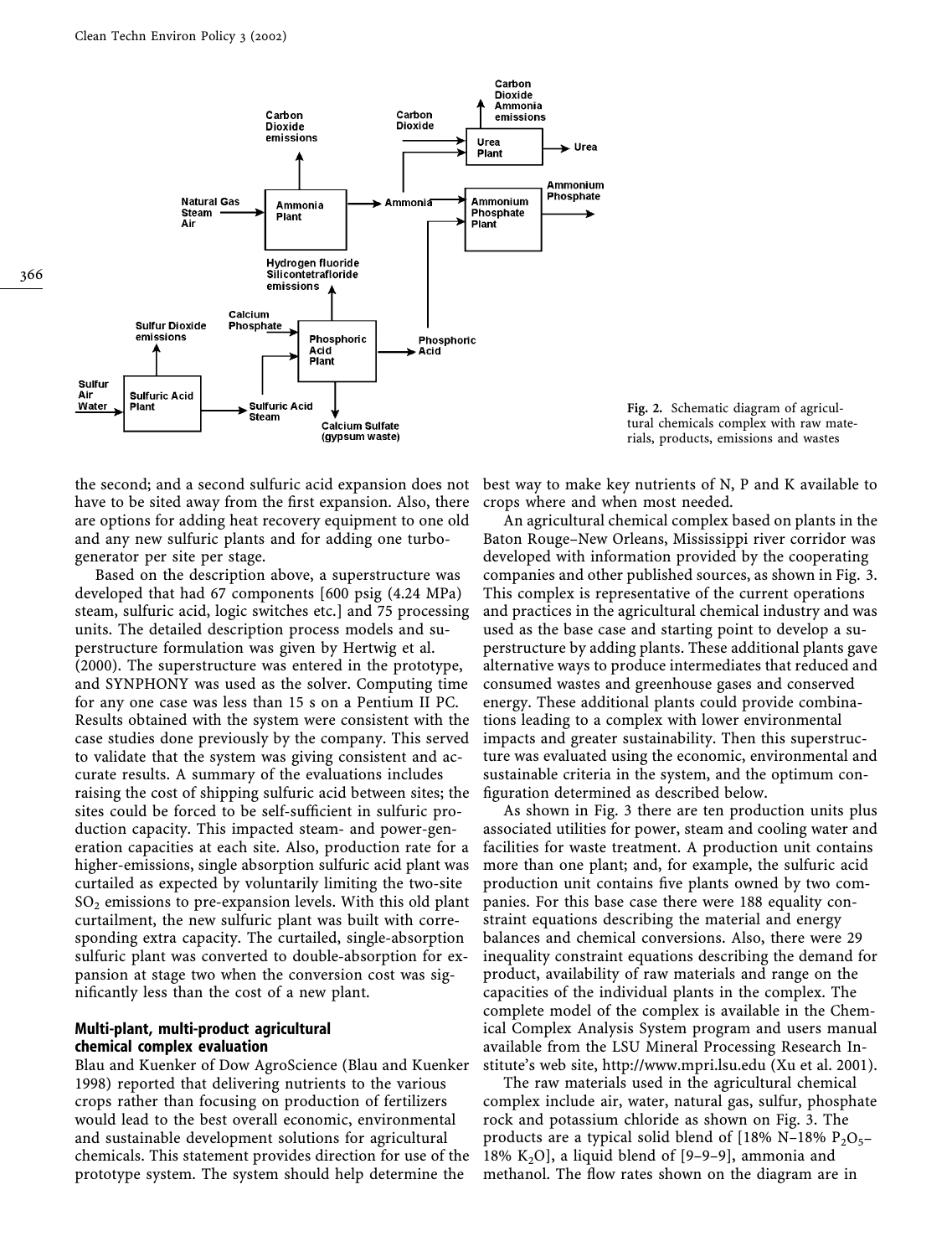Fig. 2. Schematic diagram of agricultural chemicals complex with raw materials, products, emissions and wastes

the second; and a second sulfuric acid expansion does not have to be sited away from the first expansion. Also, there are options for adding heat recovery equipment to one old and any new sulfuric plants and for adding one turbogenerator per site per stage.

Based on the description above, a superstructure was developed that had 67 components [600 psig (4.24 MPa) steam, sulfuric acid, logic switches etc.] and 75 processing units. The detailed description process models and superstructure formulation was given by Hertwig et al. (2000). The superstructure was entered in the prototype, and SYNPHONY was used as the solver. Computing time for any one case was less than 15 s on a Pentium II PC. Results obtained with the system were consistent with the case studies done previously by the company. This served to validate that the system was giving consistent and accurate results. A summary of the evaluations includes raising the cost of shipping sulfuric acid between sites; the sites could be forced to be self-sufficient in sulfuric production capacity. This impacted steam- and power-generation capacities at each site. Also, production rate for a higher-emissions, single absorption sulfuric acid plant was curtailed as expected by voluntarily limiting the two-site $SO_2$ emissions to pre-expansion levels. With this old plant curtailment, the new sulfuric plant was built with corresponding extra capacity. The curtailed, single-absorption sulfuric plant was converted to double-absorption for expansion at stage two when the conversion cost was significantly less than the cost of a new plant.

## Multi-plant, multi-product agricultural chemical complex evaluation

Blau and Kuenker of Dow AgroScience (Blau and Kuenker 1998) reported that delivering nutrients to the various crops rather than focusing on production of fertilizers would lead to the best overall economic, environmental and sustainable development solutions for agricultural chemicals. This statement provides direction for use of the prototype system. The system should help determine the best way to make key nutrients of N, P and K available to crops where and when most needed.

An agricultural chemical complex based on plants in the Baton Rouge–New Orleans, Mississippi river corridor was developed with information provided by the cooperating companies and other published sources, as shown in Fig. 3. This complex is representative of the current operations and practices in the agricultural chemical industry and was used as the base case and starting point to develop a superstructure by adding plants. These additional plants gave alternative ways to produce intermediates that reduced and consumed wastes and greenhouse gases and conserved energy. These additional plants could provide combinations leading to a complex with lower environmental impacts and greater sustainability. Then this superstructure was evaluated using the economic, environmental and sustainable criteria in the system, and the optimum configuration determined as described below.

As shown in Fig. 3 there are ten production units plus associated utilities for power, steam and cooling water and facilities for waste treatment. A production unit contains more than one plant; and, for example, the sulfuric acid production unit contains five plants owned by two companies. For this base case there were 188 equality constraint equations describing the material and energy balances and chemical conversions. Also, there were 29 inequality constraint equations describing the demand for product, availability of raw materials and range on the capacities of the individual plants in the complex. The complete model of the complex is available in the Chemical Complex Analysis System program and users manual available from the LSU Mineral Processing Research Institute's web site, http://www.mpri.lsu.edu (Xu et al. 2001).

The raw materials used in the agricultural chemical complex include air, water, natural gas, sulfur, phosphate rock and potassium chloride as shown on Fig. 3. The products are a typical solid blend of [18% N–18% $P_2O_5$–18% $K_2O$], a liquid blend of [9–9–9], ammonia and methanol. The flow rates shown on the diagram are in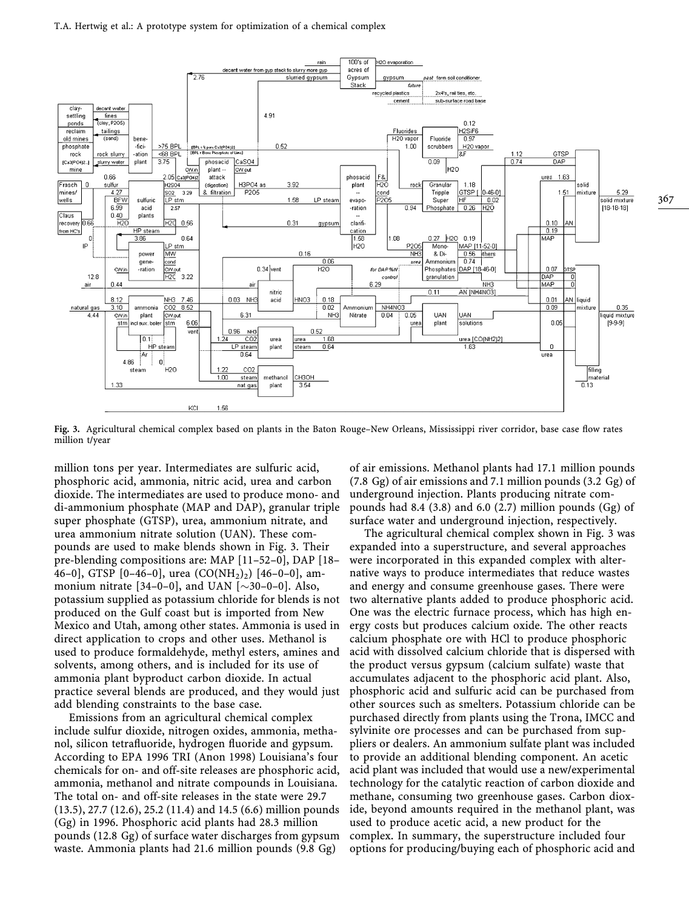**Fig. 3.** Agricultural chemical complex based on plants in the Baton Rouge–New Orleans, Mississippi river corridor, base case flow rates million t/year

million tons per year. Intermediates are sulfuric acid, phosphoric acid, ammonia, nitric acid, urea and carbon dioxide. The intermediates are used to produce mono- and di-ammonium phosphate (MAP and DAP), granular triple super phosphate (GTSP), urea, ammonium nitrate, and urea ammonium nitrate solution (UAN). These compounds are used to make blends shown in Fig. 3. Their pre-blending compositions are: MAP [11–52–0], DAP [18–46–0], GTSP [0–46–0], urea ($CO(NH_2)_2$) [46–0–0], ammonium nitrate [34–0–0], and UAN [~30–0–0]. Also, potassium supplied as potassium chloride for blends is not produced on the Gulf coast but is imported from New Mexico and Utah, among other states. Ammonia is used in direct application to crops and other uses. Methanol is used to produce formaldehyde, methyl esters, amines and solvents, among others, and is included for its use of ammonia plant byproduct carbon dioxide. In actual practice several blends are produced, and they would just add blending constraints to the base case.

Emissions from an agricultural chemical complex include sulfur dioxide, nitrogen oxides, ammonia, methanol, silicon tetrafluoride, hydrogen fluoride and gypsum. According to EPA 1996 TRI (Anon 1998) Louisiana's four chemicals for on- and off-site releases are phosphoric acid, ammonia, methanol and nitrate compounds in Louisiana. The total on- and off-site releases in the state were 29.7 (13.5), 27.7 (12.6), 25.2 (11.4) and 14.5 (6.6) million pounds (Gg) in 1996. Phosphoric acid plants had 28.3 million pounds (12.8 Gg) of surface water discharges from gypsum waste. Ammonia plants had 21.6 million pounds (9.8 Gg) of air emissions. Methanol plants had 17.1 million pounds (7.8 Gg) of air emissions and 7.1 million pounds (3.2 Gg) of underground injection. Plants producing nitrate compounds had 8.4 (3.8) and 6.0 (2.7) million pounds (Gg) of surface water and underground injection, respectively.

The agricultural chemical complex shown in Fig. 3 was expanded into a superstructure, and several approaches were incorporated in this expanded complex with alternative ways to produce intermediates that reduce wastes and energy and consume greenhouse gases. There were two alternative plants added to produce phosphoric acid. One was the electric furnace process, which has high energy costs but produces calcium oxide. The other reacts calcium phosphate ore with HCl to produce phosphoric acid with dissolved calcium chloride that is dispersed with the product versus gypsum (calcium sulfate) waste that accumulates adjacent to the phosphoric acid plant. Also, phosphoric acid and sulfuric acid can be purchased from other sources such as smelters. Potassium chloride can be purchased directly from plants using the Trona, IMCC and sylvinite ore processes and can be purchased from suppliers or dealers. An ammonium sulfate plant was included to provide an additional blending component. An acetic acid plant was included that would use a new/experimental technology for the catalytic reaction of carbon dioxide and methane, consuming two greenhouse gases. Carbon dioxide, beyond amounts required in the methanol plant, was used to produce acetic acid, a new product for the complex. In summary, the superstructure included four options for producing/buying each of phosphoric acid and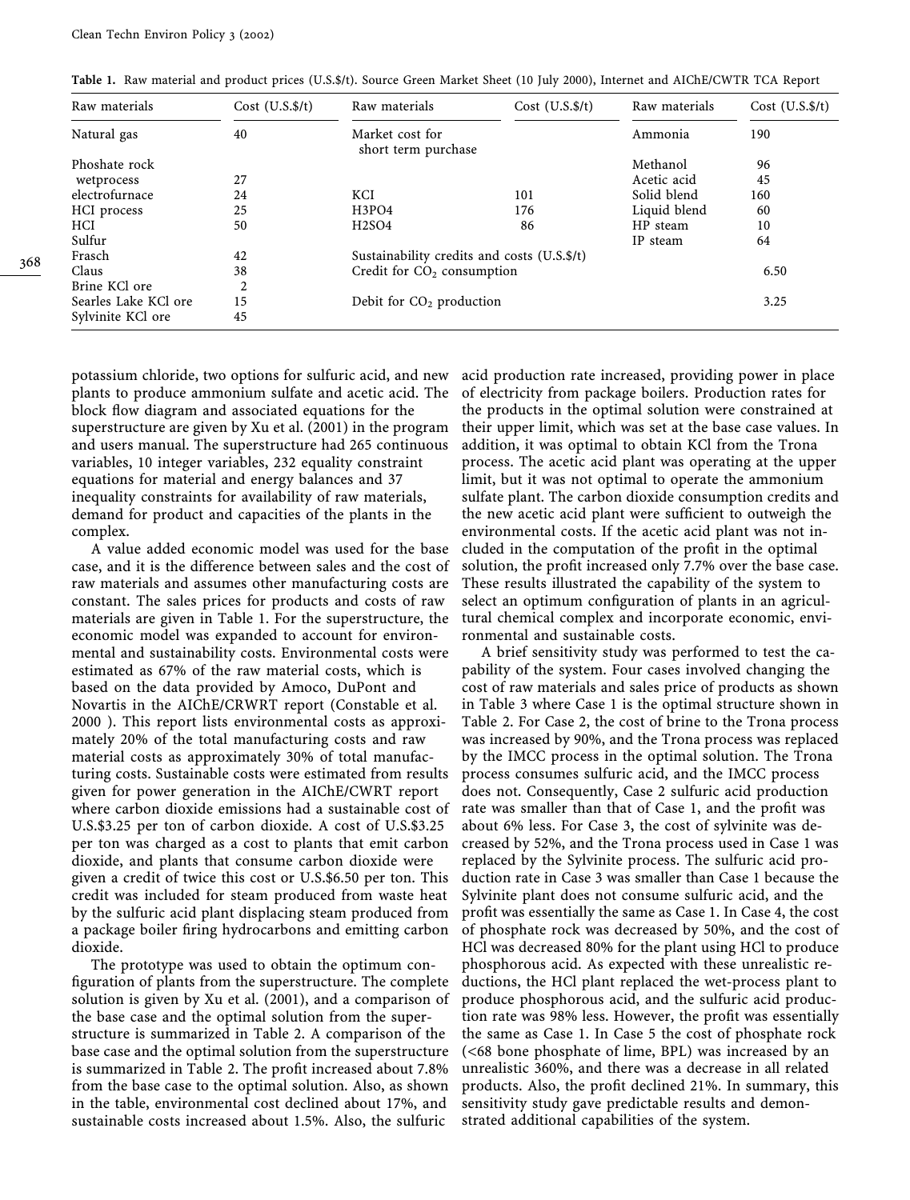**Table 1.** Raw material and product prices (U.S.$/t). Source Green Market Sheet (10 July 2000), Internet and AIChE/CWTR TCA Report

| Raw materials | Cost (U.S.$/t) | Raw materials | Cost (U.S.$/t) | Raw materials | Cost (U.S.$/t) |
|---|---|---|---|---|---|
| Natural gas | 40 | Market cost for short term purchase | | Ammonia | 190 |
| Phoshate rock | | | | Methanol | 96 |
| wetprocess | 27 | | | Acetic acid | 45 |
| electrofurnace | 24 | KCI | 101 | Solid blend | 160 |
| HCI process | 25 | H3PO4 | 176 | Liquid blend | 60 |
| HCI | 50 | H2SO4 | 86 | HP steam | 10 |
| Sulfur | | | | IP steam | 64 |
| Frasch | 42 | Sustainability credits and costs (U.S.$/t) | | | |
| Claus | 38 | Credit for $CO_2$ consumption | | | 6.50 |
| Brine KCl ore | 2 | | | | |
| Searles Lake KCl ore | 15 | Debit for $CO_2$ production | | | 3.25 |
| Sylvinite KCl ore | 45 | | | | |

potassium chloride, two options for sulfuric acid, and new plants to produce ammonium sulfate and acetic acid. The block flow diagram and associated equations for the superstructure are given by Xu et al. (2001) in the program and users manual. The superstructure had 265 continuous variables, 10 integer variables, 232 equality constraint equations for material and energy balances and 37 inequality constraints for availability of raw materials, demand for product and capacities of the plants in the complex.

A value added economic model was used for the base case, and it is the difference between sales and the cost of raw materials and assumes other manufacturing costs are constant. The sales prices for products and costs of raw materials are given in Table 1. For the superstructure, the economic model was expanded to account for environmental and sustainability costs. Environmental costs were estimated as 67% of the raw material costs, which is based on the data provided by Amoco, DuPont and Novartis in the AIChE/CRWRT report (Constable et al. 2000 ). This report lists environmental costs as approximately 20% of the total manufacturing costs and raw material costs as approximately 30% of total manufacturing costs. Sustainable costs were estimated from results given for power generation in the AIChE/CWRT report where carbon dioxide emissions had a sustainable cost of U.S.$3.25 per ton of carbon dioxide. A cost of U.S.$3.25 per ton was charged as a cost to plants that emit carbon dioxide, and plants that consume carbon dioxide were given a credit of twice this cost or U.S.$6.50 per ton. This credit was included for steam produced from waste heat by the sulfuric acid plant displacing steam produced from a package boiler firing hydrocarbons and emitting carbon dioxide.

The prototype was used to obtain the optimum configuration of plants from the superstructure. The complete solution is given by Xu et al. (2001), and a comparison of the base case and the optimal solution from the superstructure is summarized in Table 2. A comparison of the base case and the optimal solution from the superstructure is summarized in Table 2. The profit increased about 7.8% from the base case to the optimal solution. Also, as shown in the table, environmental cost declined about 17%, and sustainable costs increased about 1.5%. Also, the sulfuric acid production rate increased, providing power in place of electricity from package boilers. Production rates for the products in the optimal solution were constrained at their upper limit, which was set at the base case values. In addition, it was optimal to obtain KCl from the Trona process. The acetic acid plant was operating at the upper limit, but it was not optimal to operate the ammonium sulfate plant. The carbon dioxide consumption credits and the new acetic acid plant were sufficient to outweigh the environmental costs. If the acetic acid plant was not included in the computation of the profit in the optimal solution, the profit increased only 7.7% over the base case. These results illustrated the capability of the system to select an optimum configuration of plants in an agricultural chemical complex and incorporate economic, environmental and sustainable costs.

A brief sensitivity study was performed to test the capability of the system. Four cases involved changing the cost of raw materials and sales price of products as shown in Table 3 where Case 1 is the optimal structure shown in Table 2. For Case 2, the cost of brine to the Trona process was increased by 90%, and the Trona process was replaced by the IMCC process in the optimal solution. The Trona process consumes sulfuric acid, and the IMCC process does not. Consequently, Case 2 sulfuric acid production rate was smaller than that of Case 1, and the profit was about 6% less. For Case 3, the cost of sylvinite was decreased by 52%, and the Trona process used in Case 1 was replaced by the Sylvinite process. The sulfuric acid production rate in Case 3 was smaller than Case 1 because the Sylvinite plant does not consume sulfuric acid, and the profit was essentially the same as Case 1. In Case 4, the cost of phosphate rock was decreased by 50%, and the cost of HCl was decreased 80% for the plant using HCl to produce phosphorous acid. As expected with these unrealistic reductions, the HCl plant replaced the wet-process plant to produce phosphorous acid, and the sulfuric acid production rate was 98% less. However, the profit was essentially the same as Case 1. In Case 5 the cost of phosphate rock (<68 bone phosphate of lime, BPL) was increased by an unrealistic 360%, and there was a decrease in all related products. Also, the profit declined 21%. In summary, this sensitivity study gave predictable results and demonstrated additional capabilities of the system.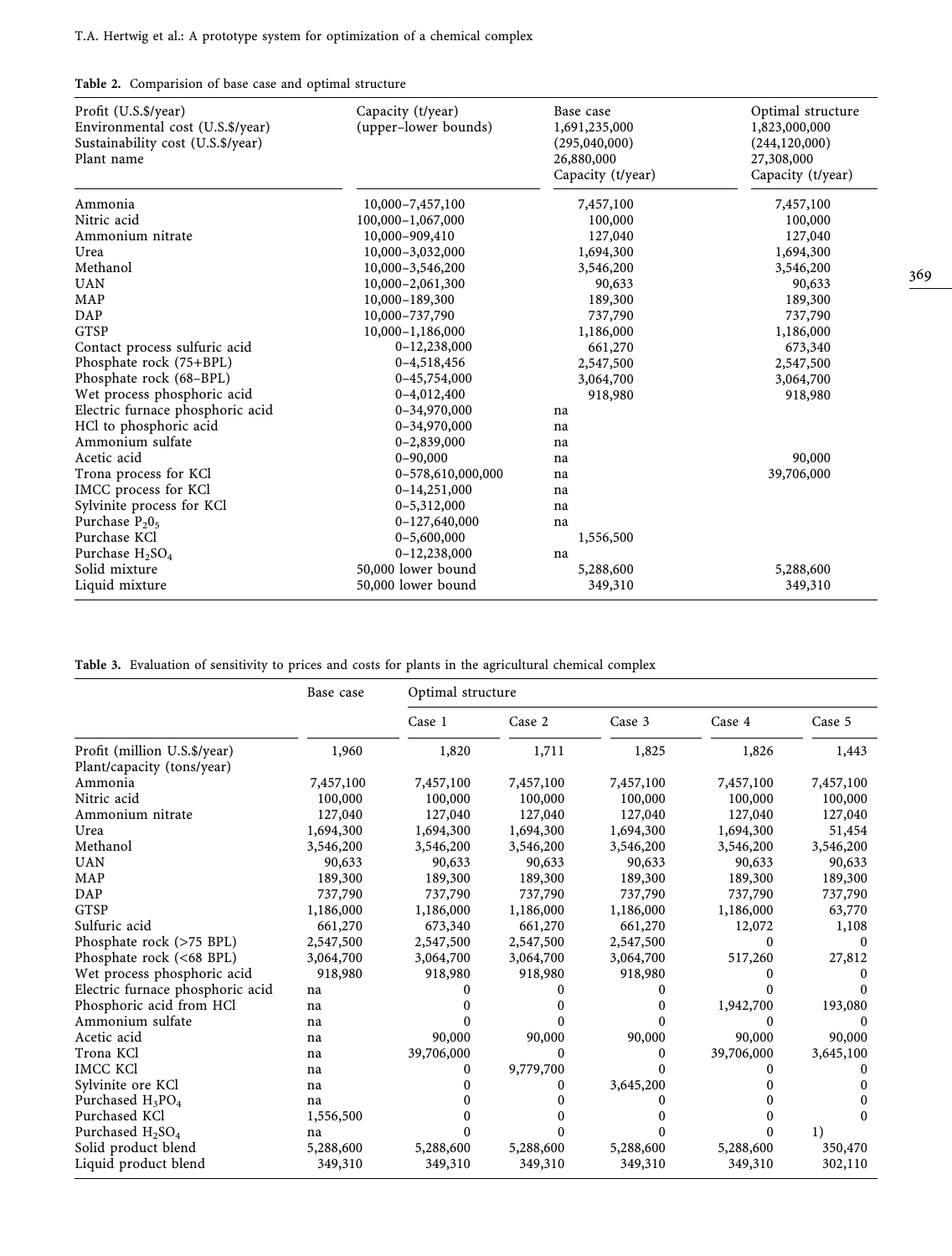**Table 2.** Comparision of base case and optimal structure

| Profit (U.S.$/year)<br>Environmental cost (U.S.$/year)<br>Sustainability cost (U.S.$/year)<br>Plant name | Capacity (t/year)<br>(upper–lower bounds) | Base case<br>1,691,235,000<br>(295,040,000)<br>26,880,000<br>Capacity (t/year) | Optimal structure<br>1,823,000,000<br>(244,120,000)<br>27,308,000<br>Capacity (t/year) |
|---|---|---|---|
| Ammonia | 10,000–7,457,100 | 7,457,100 | 7,457,100 |
| Nitric acid | 100,000–1,067,000 | 100,000 | 100,000 |
| Ammonium nitrate | 10,000–909,410 | 127,040 | 127,040 |
| Urea | 10,000–3,032,000 | 1,694,300 | 1,694,300 |
| Methanol | 10,000–3,546,200 | 3,546,200 | 3,546,200 |
| UAN | 10,000–2,061,300 | 90,633 | 90,633 |
| MAP | 10,000–189,300 | 189,300 | 189,300 |
| DAP | 10,000–737,790 | 737,790 | 737,790 |
| GTSP | 10,000–1,186,000 | 1,186,000 | 1,186,000 |
| Contact process sulfuric acid | 0–12,238,000 | 661,270 | 673,340 |
| Phosphate rock (75+BPL) | 0–4,518,456 | 2,547,500 | 2,547,500 |
| Phosphate rock (68–BPL) | 0–45,754,000 | 3,064,700 | 3,064,700 |
| Wet process phosphoric acid | 0–4,012,400 | 918,980 | 918,980 |
| Electric furnace phosphoric acid | 0–34,970,000 | na | |
| HCl to phosphoric acid | 0–34,970,000 | na | |
| Ammonium sulfate | 0–2,839,000 | na | |
| Acetic acid | 0–90,000 | na | 90,000 |
| Trona process for KCl | 0–578,610,000,000 | na | 39,706,000 |
| IMCC process for KCl | 0–14,251,000 | na | |
| Sylvinite process for KCl | 0–5,312,000 | na | |
| Purchase $P_2O_5$ | 0–127,640,000 | na | |
| Purchase KCl | 0–5,600,000 | 1,556,500 | |
| Purchase $H_2SO_4$ | 0–12,238,000 | na | |
| Solid mixture | 50,000 lower bound | 5,288,600 | 5,288,600 |
| Liquid mixture | 50,000 lower bound | 349,310 | 349,310 |

**Table 3.** Evaluation of sensitivity to prices and costs for plants in the agricultural chemical complex

| | Base case | Optimal structure | | | | |
|---|---|---|---|---|---|---|
| | | Case 1 | Case 2 | Case 3 | Case 4 | Case 5 |
| Profit (million U.S.$/year) | 1,960 | 1,820 | 1,711 | 1,825 | 1,826 | 1,443 |
| Plant/capacity (tons/year) | | | | | | |
| Ammonia | 7,457,100 | 7,457,100 | 7,457,100 | 7,457,100 | 7,457,100 | 7,457,100 |
| Nitric acid | 100,000 | 100,000 | 100,000 | 100,000 | 100,000 | 100,000 |
| Ammonium nitrate | 127,040 | 127,040 | 127,040 | 127,040 | 127,040 | 127,040 |
| Urea | 1,694,300 | 1,694,300 | 1,694,300 | 1,694,300 | 1,694,300 | 51,454 |
| Methanol | 3,546,200 | 3,546,200 | 3,546,200 | 3,546,200 | 3,546,200 | 3,546,200 |
| UAN | 90,633 | 90,633 | 90,633 | 90,633 | 90,633 | 90,633 |
| MAP | 189,300 | 189,300 | 189,300 | 189,300 | 189,300 | 189,300 |
| DAP | 737,790 | 737,790 | 737,790 | 737,790 | 737,790 | 737,790 |
| GTSP | 1,186,000 | 1,186,000 | 1,186,000 | 1,186,000 | 1,186,000 | 63,770 |
| Sulfuric acid | 661,270 | 673,340 | 661,270 | 661,270 | 12,072 | 1,108 |
| Phosphate rock (>75 BPL) | 2,547,500 | 2,547,500 | 2,547,500 | 2,547,500 | 0 | 0 |
| Phosphate rock (<68 BPL) | 3,064,700 | 3,064,700 | 3,064,700 | 3,064,700 | 517,260 | 27,812 |
| Wet process phosphoric acid | 918,980 | 918,980 | 918,980 | 918,980 | 0 | 0 |
| Electric furnace phosphoric acid | na | 0 | 0 | 0 | 0 | 0 |
| Phosphoric acid from HCl | na | 0 | 0 | 0 | 1,942,700 | 193,080 |
| Ammonium sulfate | na | 0 | 0 | 0 | 0 | 0 |
| Acetic acid | na | 90,000 | 90,000 | 90,000 | 90,000 | 90,000 |
| Trona KCl | na | 39,706,000 | 0 | 0 | 39,706,000 | 3,645,100 |
| IMCC KCl | na | 0 | 9,779,700 | 0 | 0 | 0 |
| Sylvinite ore KCl | na | 0 | 0 | 3,645,200 | 0 | 0 |
| Purchased $H_3PO_4$ | na | 0 | 0 | 0 | 0 | 0 |
| Purchased KCl | 1,556,500 | 0 | 0 | 0 | 0 | 0 |
| Purchased $H_2SO_4$ | na | 0 | 0 | 0 | 0 | 1) |
| Solid product blend | 5,288,600 | 5,288,600 | 5,288,600 | 5,288,600 | 5,288,600 | 350,470 |
| Liquid product blend | 349,310 | 349,310 | 349,310 | 349,310 | 349,310 | 302,110 |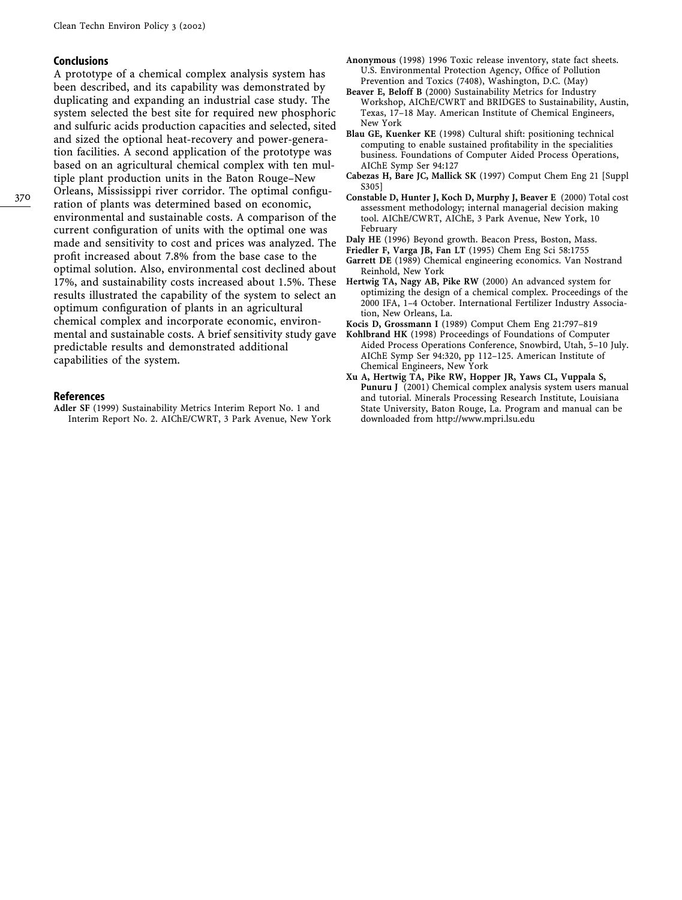## Conclusions

A prototype of a chemical complex analysis system has been described, and its capability was demonstrated by duplicating and expanding an industrial case study. The system selected the best site for required new phosphoric and sulfuric acids production capacities and selected, sited and sized the optional heat-recovery and power-generation facilities. A second application of the prototype was based on an agricultural chemical complex with ten multiple plant production units in the Baton Rouge–New Orleans, Mississippi river corridor. The optimal configuration of plants was determined based on economic, environmental and sustainable costs. A comparison of the current configuration of units with the optimal one was made and sensitivity to cost and prices was analyzed. The profit increased about 7.8% from the base case to the optimal solution. Also, environmental cost declined about 17%, and sustainability costs increased about 1.5%. These results illustrated the capability of the system to select an optimum configuration of plants in an agricultural chemical complex and incorporate economic, environmental and sustainable costs. A brief sensitivity study gave predictable results and demonstrated additional capabilities of the system.

## References

**Adler SF** (1999) Sustainability Metrics Interim Report No. 1 and Interim Report No. 2. AIChE/CWRT, 3 Park Avenue, New York

**Anonymous** (1998) 1996 Toxic release inventory, state fact sheets. U.S. Environmental Protection Agency, Office of Pollution Prevention and Toxics (7408), Washington, D.C. (May)

**Beaver E, Beloff B** (2000) Sustainability Metrics for Industry Workshop, AIChE/CWRT and BRIDGES to Sustainability, Austin, Texas, 17–18 May. American Institute of Chemical Engineers, New York

**Blau GE, Kuenker KE** (1998) Cultural shift: positioning technical computing to enable sustained profitability in the specialities business. Foundations of Computer Aided Process Operations, AIChE Symp Ser 94:127

**Cabezas H, Bare JC, Mallick SK** (1997) Comput Chem Eng 21 [Suppl S305]

**Constable D, Hunter J, Koch D, Murphy J, Beaver E** (2000) Total cost assessment methodology; internal managerial decision making tool. AIChE/CWRT, AIChE, 3 Park Avenue, New York, 10 February

**Daly HE** (1996) Beyond growth. Beacon Press, Boston, Mass.

**Friedler F, Varga JB, Fan LT** (1995) Chem Eng Sci 58:1755

**Garrett DE** (1989) Chemical engineering economics. Van Nostrand Reinhold, New York

**Hertwig TA, Nagy AB, Pike RW** (2000) An advanced system for optimizing the design of a chemical complex. Proceedings of the 2000 IFA, 1–4 October. International Fertilizer Industry Association, New Orleans, La.

**Kocis D, Grossmann I** (1989) Comput Chem Eng 21:797–819

**Kohlbrand HK** (1998) Proceedings of Foundations of Computer Aided Process Operations Conference, Snowbird, Utah, 5–10 July. AIChE Symp Ser 94:320, pp 112–125. American Institute of Chemical Engineers, New York

**Xu A, Hertwig TA, Pike RW, Hopper JR, Yaws CL, Vuppala S, Punuru J** (2001) Chemical complex analysis system users manual and tutorial. Minerals Processing Research Institute, Louisiana State University, Baton Rouge, La. Program and manual can be downloaded from http://www.mpri.lsu.edu